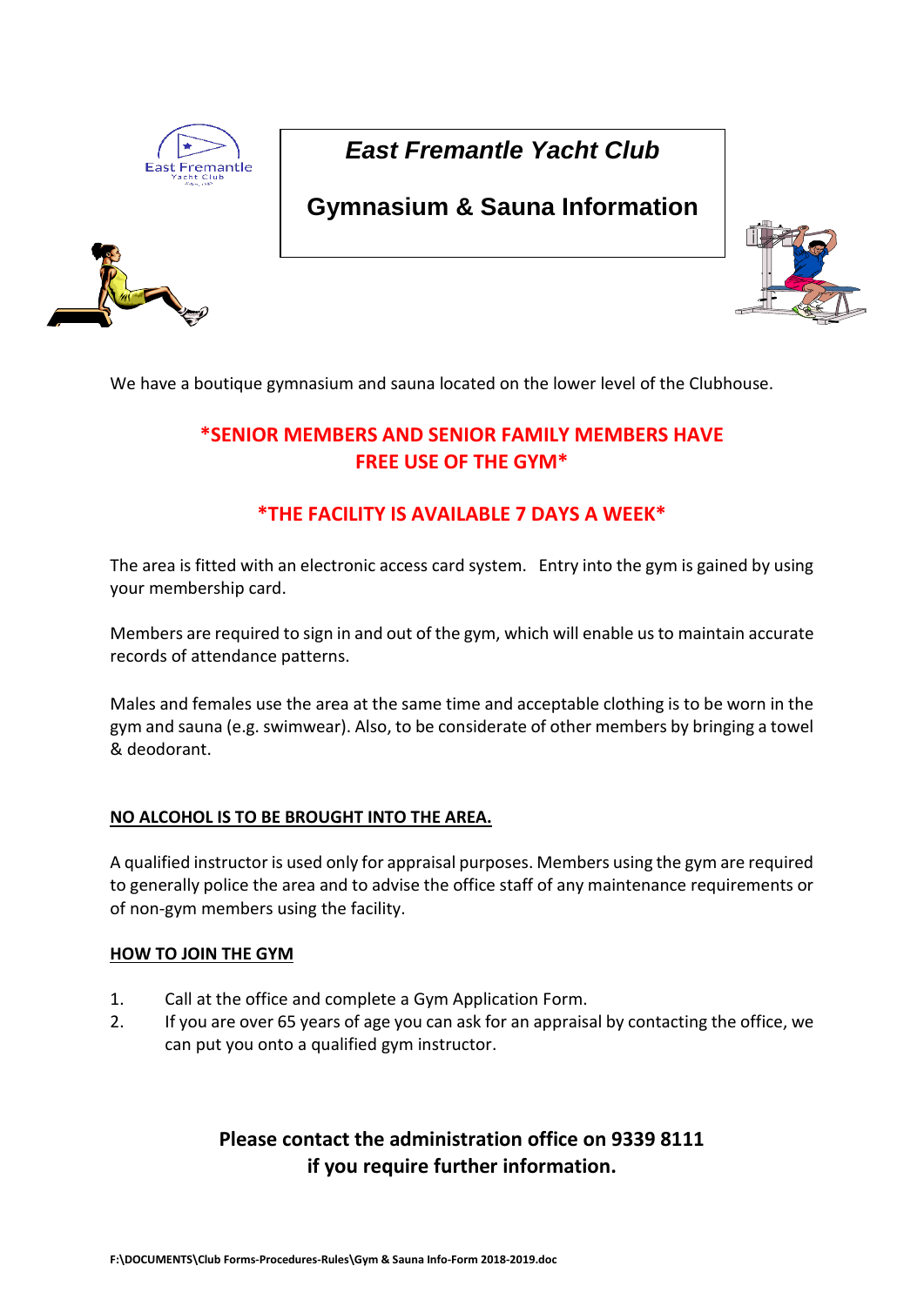# East Fremantle Yacht Club

## Gymnasium & Sauna Information

We have a boutique gymnasium and sauna located on the lower level of the Clubhouse.

**\*SENIOR MEMBERS AND SENIOR FAMILY MEMBERS HAVE FREE USE OF THE GYM\***

**\*THE FACILITY IS AVAILABLE 7 DAYS A WEEK\***

The area is fitted with an electronic access card system. Entry into the gym is gained by using your membership card.

Members are required to sign in and out of the gym, which will enable us to maintain accurate records of attendance patterns.

Males and females use the area at the same time and acceptable clothing is to be worn in the gym and sauna (e.g. swimwear). Also, to be considerate of other members by bringing a towel & deodorant.

**NO ALCOHOL IS TO BE BROUGHT INTO THE AREA.**

A qualified instructor is used only for appraisal purposes. Members using the gym are required to generally police the area and to advise the office staff of any maintenance requirements or of non-gym members using the facility.

**HOW TO JOIN THE GYM**

1. Call at the office and complete a Gym Application Form.
2. If you are over 65 years of age you can ask for an appraisal by contacting the office, we can put you onto a qualified gym instructor.

**Please contact the administration office on 9339 8111 if you require further information.**

F:\DOCUMENTS\Club Forms-Procedures-Rules\Gym & Sauna Info-Form 2018-2019.doc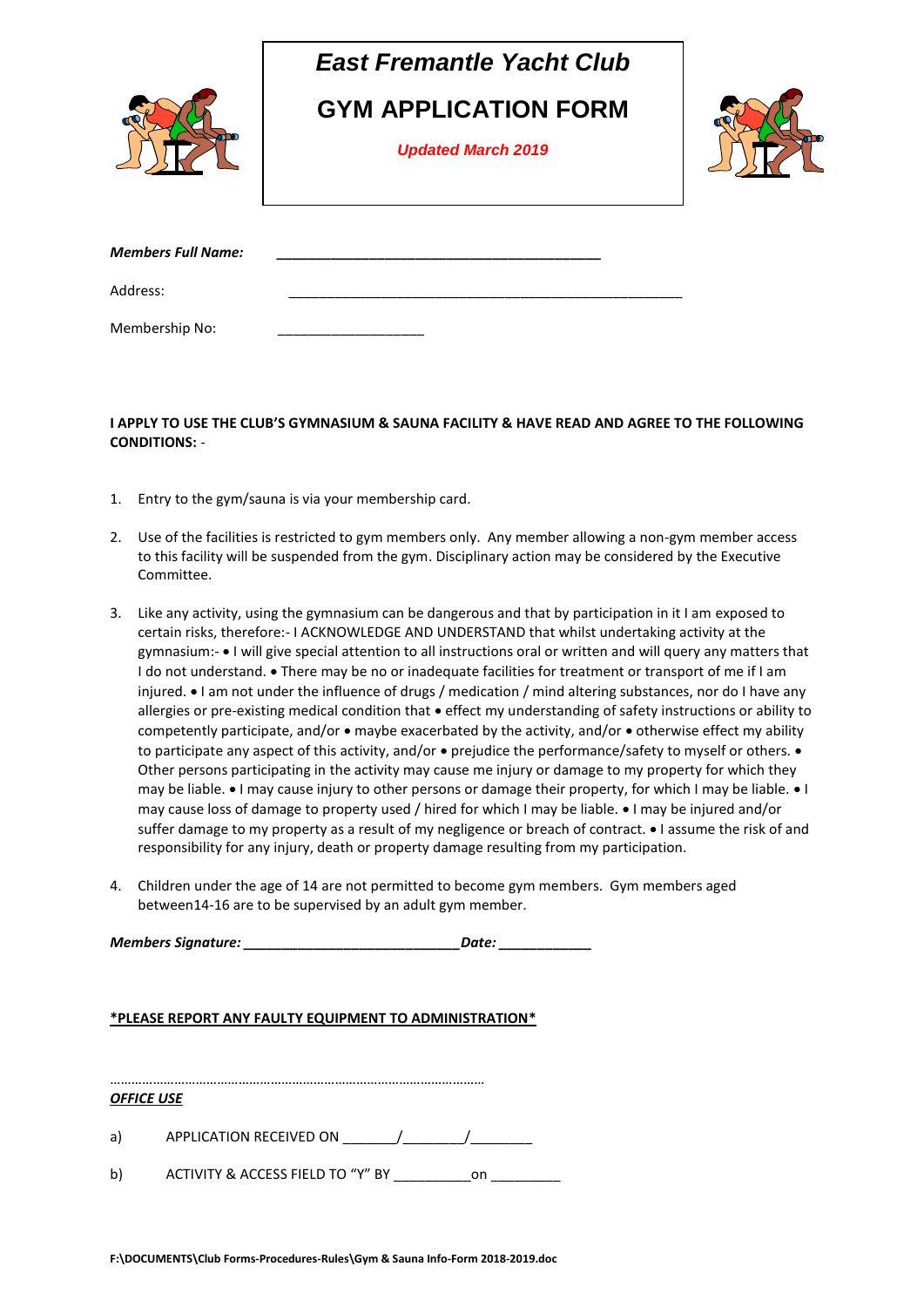# *East Fremantle Yacht Club*

## GYM APPLICATION FORM

***Updated March 2019***

***Members Full Name:*** \_\_\_\_\_\_\_\_\_\_\_\_\_\_\_\_\_\_\_\_\_\_\_\_\_\_\_\_\_\_\_\_\_\_\_\_\_\_\_\_\_\_

Address: \_\_\_\_\_\_\_\_\_\_\_\_\_\_\_\_\_\_\_\_\_\_\_\_\_\_\_\_\_\_\_\_\_\_\_\_\_\_\_\_\_\_\_\_\_\_\_\_\_\_\_

Membership No: \_\_\_\_\_\_\_\_\_\_\_\_\_\_\_\_\_\_\_

**I APPLY TO USE THE CLUB'S GYMNASIUM & SAUNA FACILITY & HAVE READ AND AGREE TO THE FOLLOWING CONDITIONS:** -

1. Entry to the gym/sauna is via your membership card.

2. Use of the facilities is restricted to gym members only. Any member allowing a non-gym member access to this facility will be suspended from the gym. Disciplinary action may be considered by the Executive Committee.

3. Like any activity, using the gymnasium can be dangerous and that by participation in it I am exposed to certain risks, therefore:- I ACKNOWLEDGE AND UNDERSTAND that whilst undertaking activity at the gymnasium:- • I will give special attention to all instructions oral or written and will query any matters that I do not understand. • There may be no or inadequate facilities for treatment or transport of me if I am injured. • I am not under the influence of drugs / medication / mind altering substances, nor do I have any allergies or pre-existing medical condition that • effect my understanding of safety instructions or ability to competently participate, and/or • maybe exacerbated by the activity, and/or • otherwise effect my ability to participate any aspect of this activity, and/or • prejudice the performance/safety to myself or others. • Other persons participating in the activity may cause me injury or damage to my property for which they may be liable. • I may cause injury to other persons or damage their property, for which I may be liable. • I may cause loss of damage to property used / hired for which I may be liable. • I may be injured and/or suffer damage to my property as a result of my negligence or breach of contract. • I assume the risk of and responsibility for any injury, death or property damage resulting from my participation.

4. Children under the age of 14 are not permitted to become gym members. Gym members aged between14-16 are to be supervised by an adult gym member.

***Members Signature:*** \_\_\_\_\_\_\_\_\_\_\_\_\_\_\_\_\_\_\_\_\_\_\_\_\_\_\_\_***Date:*** \_\_\_\_\_\_\_\_\_\_\_\_

**\*PLEASE REPORT ANY FAULTY EQUIPMENT TO ADMINISTRATION\***

…………………………………………………………………………………………

***OFFICE USE***

a) APPLICATION RECEIVED ON \_\_\_\_\_\_\_/\_\_\_\_\_\_\_\_/\_\_\_\_\_\_\_\_

b) ACTIVITY & ACCESS FIELD TO "Y" BY \_\_\_\_\_\_\_\_\_\_on \_\_\_\_\_\_\_\_\_

**F:\DOCUMENTS\Club Forms-Procedures-Rules\Gym & Sauna Info-Form 2018-2019.doc**